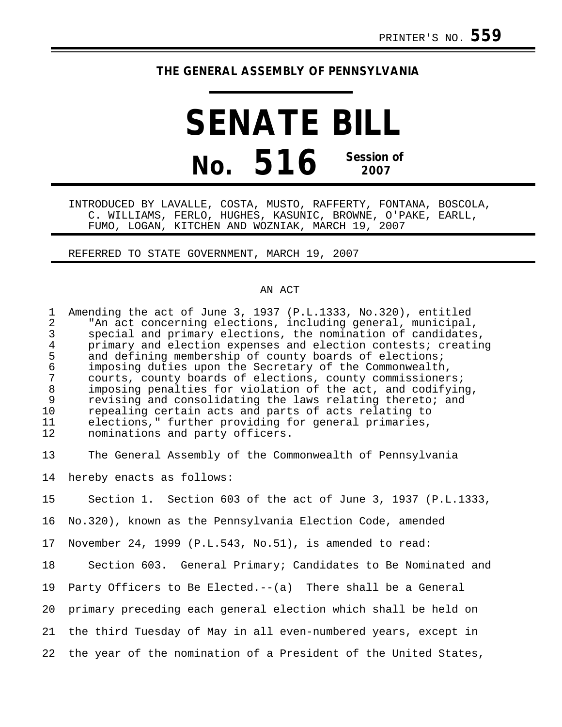PRINTER'S NO. **559**

**THE GENERAL ASSEMBLY OF PENNSYLVANIA**

# SENATE BILL

# No. 516 Session of 2007

INTRODUCED BY LAVALLE, COSTA, MUSTO, RAFFERTY, FONTANA, BOSCOLA, C. WILLIAMS, FERLO, HUGHES, KASUNIC, BROWNE, O'PAKE, EARLL, FUMO, LOGAN, KITCHEN AND WOZNIAK, MARCH 19, 2007

REFERRED TO STATE GOVERNMENT, MARCH 19, 2007

AN ACT

Amending the act of June 3, 1937 (P.L.1333, No.320), entitled "An act concerning elections, including general, municipal, special and primary elections, the nomination of candidates, primary and election expenses and election contests; creating and defining membership of county boards of elections; imposing duties upon the Secretary of the Commonwealth, courts, county boards of elections, county commissioners; imposing penalties for violation of the act, and codifying, revising and consolidating the laws relating thereto; and repealing certain acts and parts of acts relating to elections," further providing for general primaries, nominations and party officers.

The General Assembly of the Commonwealth of Pennsylvania hereby enacts as follows:

Section 1. Section 603 of the act of June 3, 1937 (P.L.1333, No.320), known as the Pennsylvania Election Code, amended November 24, 1999 (P.L.543, No.51), is amended to read:

Section 603. General Primary; Candidates to Be Nominated and Party Officers to Be Elected.--(a) There shall be a General primary preceding each general election which shall be held on the third Tuesday of May in all even-numbered years, except in the year of the nomination of a President of the United States,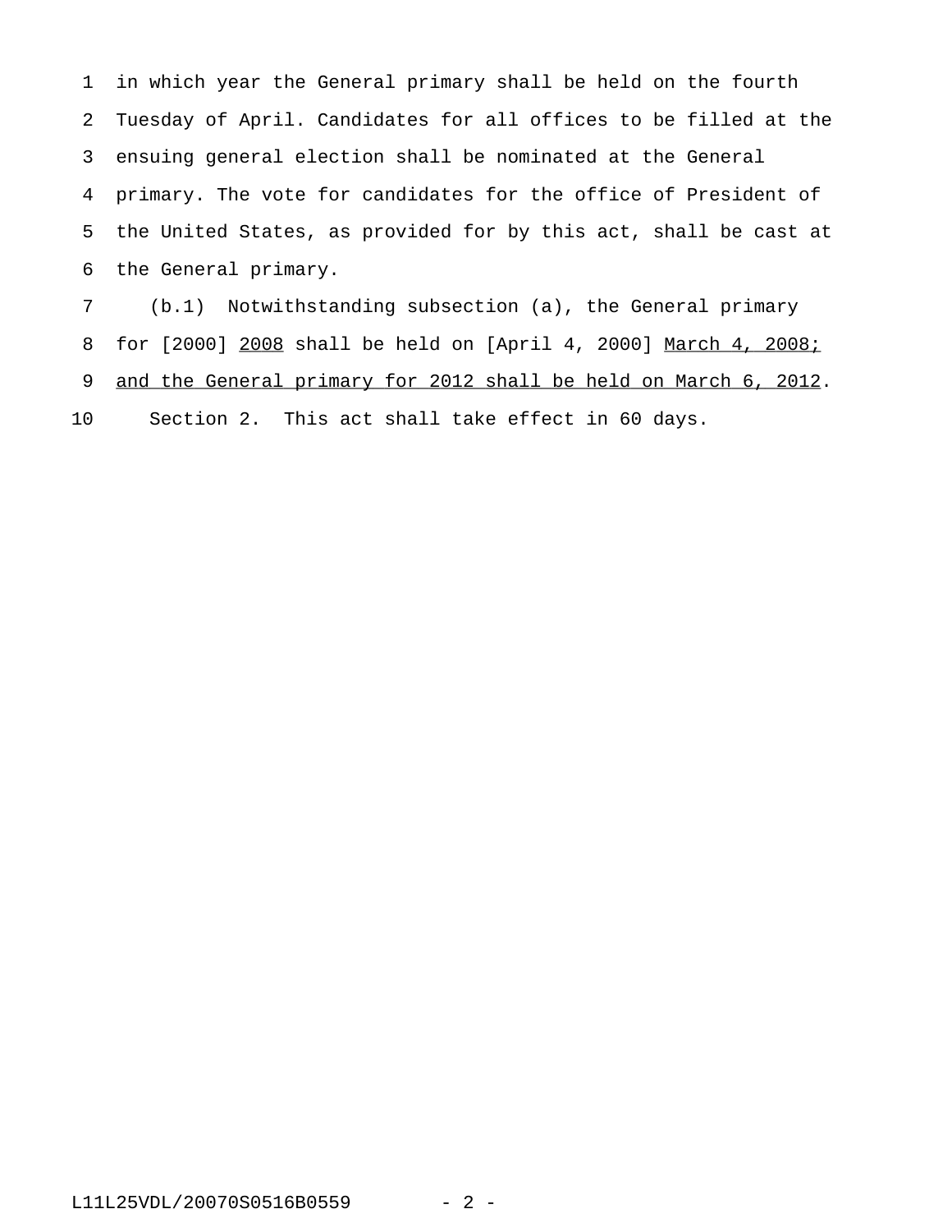in which year the General primary shall be held on the fourth Tuesday of April. Candidates for all offices to be filled at the ensuing general election shall be nominated at the General primary. The vote for candidates for the office of President of the United States, as provided for by this act, shall be cast at the General primary.

(b.1) Notwithstanding subsection (a), the General primary for [2000] <u>2008</u> shall be held on [April 4, 2000] <u>March 4, 2008; and the General primary for 2012 shall be held on March 6, 2012</u>.

Section 2. This act shall take effect in 60 days.